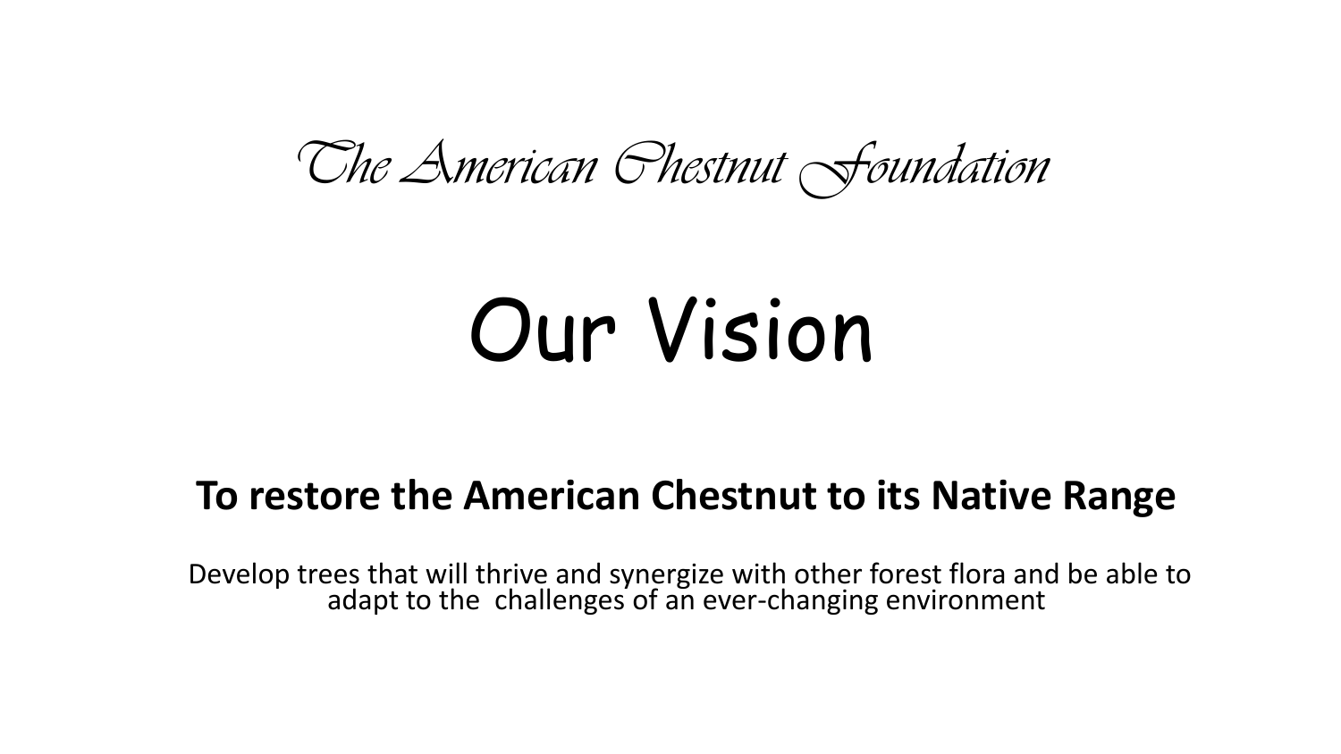*The American Chestnut Foundation*

# Our Vision

**To restore the American Chestnut to its Native Range**

Develop trees that will thrive and synergize with other forest flora and be able to adapt to the challenges of an ever-changing environment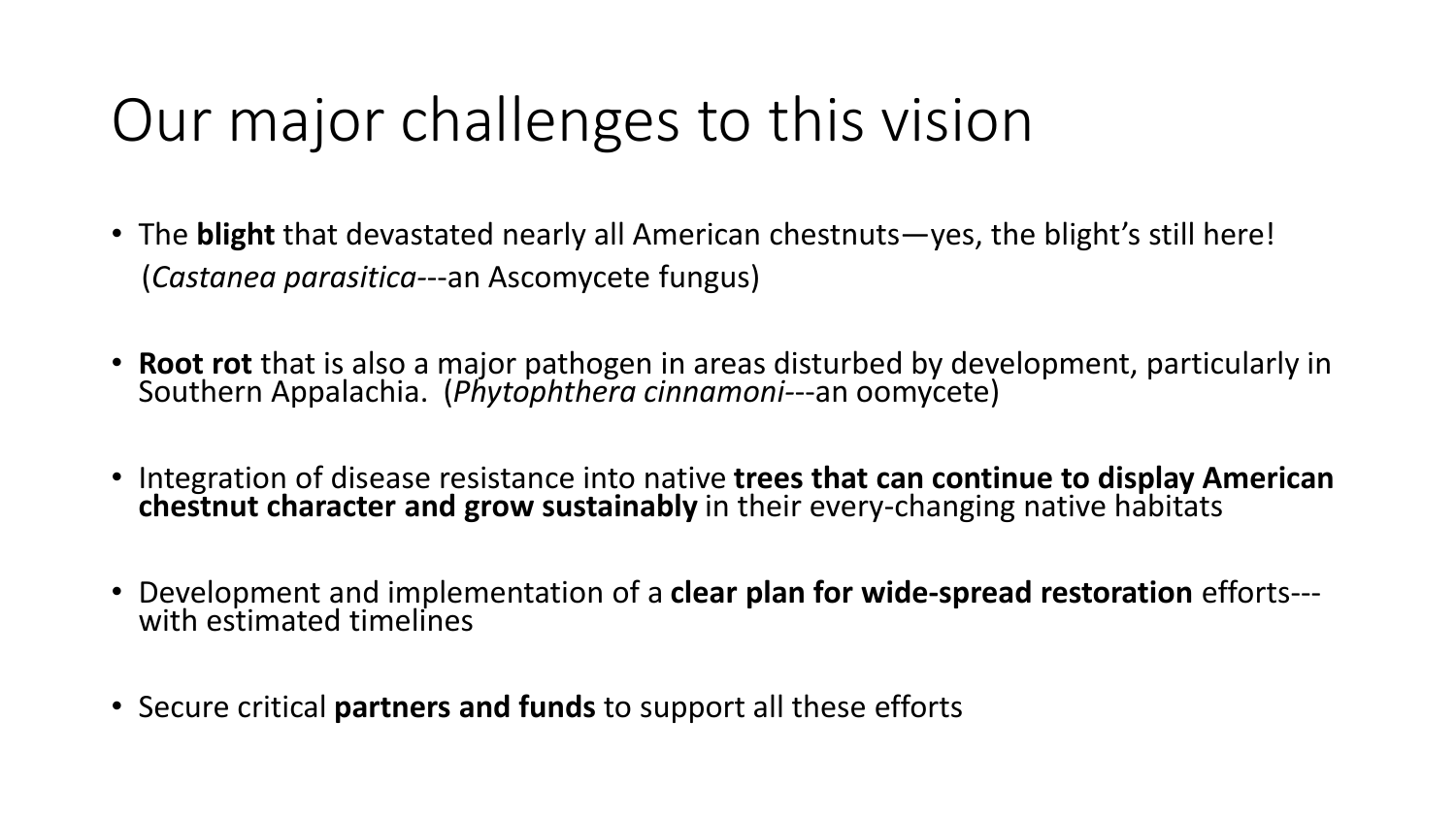# Our major challenges to this vision

- The **blight** that devastated nearly all American chestnuts—yes, the blight's still here! (*Castanea parasitica*---an Ascomycete fungus)

- **Root rot** that is also a major pathogen in areas disturbed by development, particularly in Southern Appalachia. (*Phytophthera cinnamoni*---an oomycete)

- Integration of disease resistance into native **trees that can continue to display American chestnut character and grow sustainably** in their every-changing native habitats

- Development and implementation of a **clear plan for wide-spread restoration** efforts---with estimated timelines

- Secure critical **partners and funds** to support all these efforts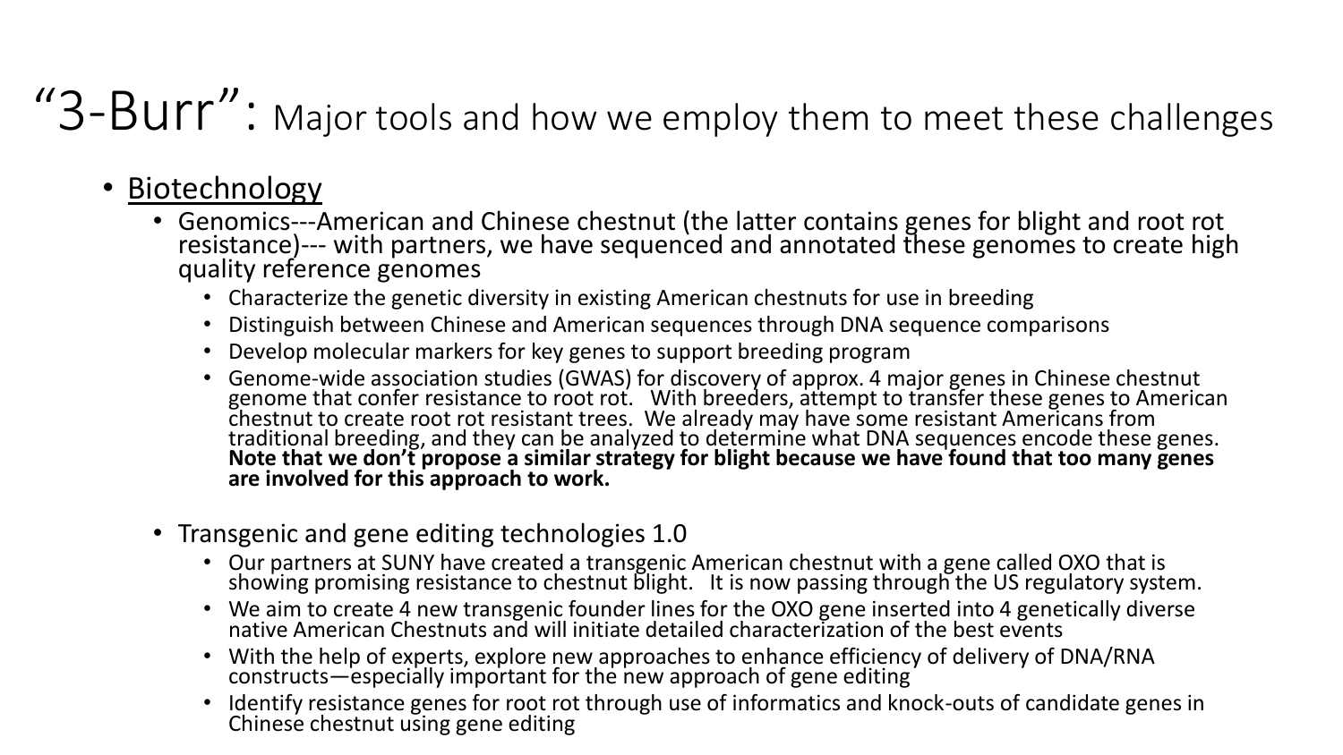# "3-Burr": Major tools and how we employ them to meet these challenges

- Biotechnology
  - Genomics---American and Chinese chestnut (the latter contains genes for blight and root rot resistance)--- with partners, we have sequenced and annotated these genomes to create high quality reference genomes
    - Characterize the genetic diversity in existing American chestnuts for use in breeding
    - Distinguish between Chinese and American sequences through DNA sequence comparisons
    - Develop molecular markers for key genes to support breeding program
    - Genome-wide association studies (GWAS) for discovery of approx. 4 major genes in Chinese chestnut genome that confer resistance to root rot. With breeders, attempt to transfer these genes to American chestnut to create root rot resistant trees. We already may have some resistant Americans from traditional breeding, and they can be analyzed to determine what DNA sequences encode these genes. **Note that we don't propose a similar strategy for blight because we have found that too many genes are involved for this approach to work.**
  - Transgenic and gene editing technologies 1.0
    - Our partners at SUNY have created a transgenic American chestnut with a gene called OXO that is showing promising resistance to chestnut blight. It is now passing through the US regulatory system.
    - We aim to create 4 new transgenic founder lines for the OXO gene inserted into 4 genetically diverse native American Chestnuts and will initiate detailed characterization of the best events
    - With the help of experts, explore new approaches to enhance efficiency of delivery of DNA/RNA constructs—especially important for the new approach of gene editing
    - Identify resistance genes for root rot through use of informatics and knock-outs of candidate genes in Chinese chestnut using gene editing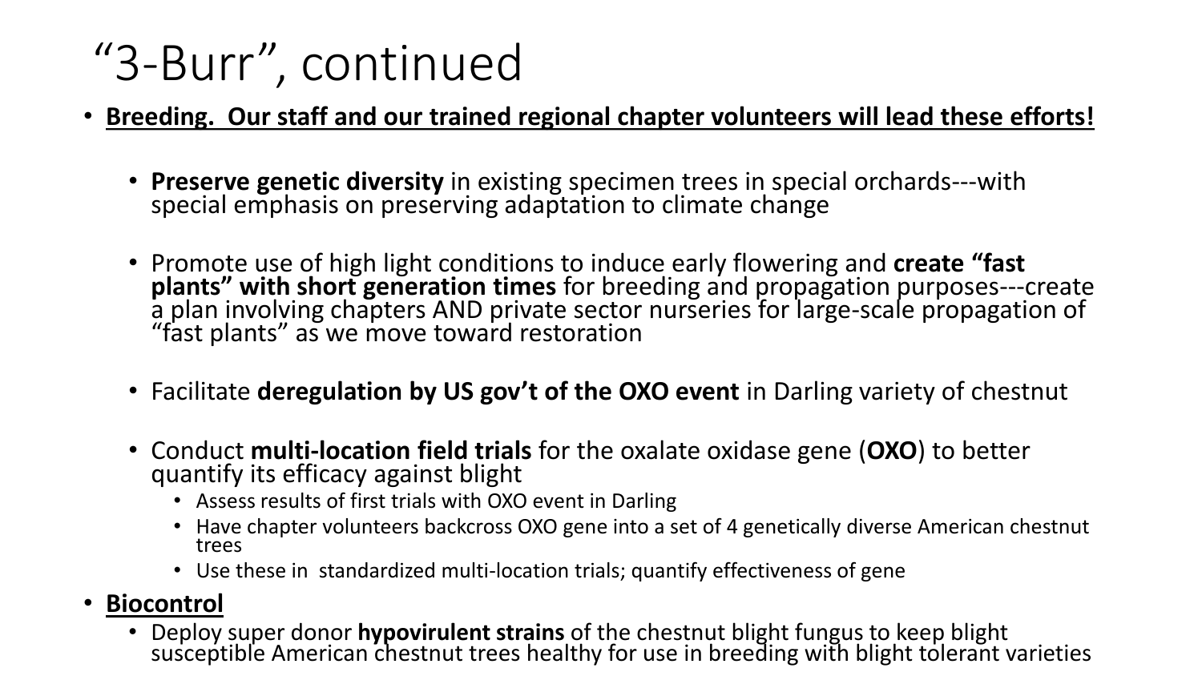# “3-Burr”, continued

- **Breeding. Our staff and our trained regional chapter volunteers will lead these efforts!**
  - **Preserve genetic diversity** in existing specimen trees in special orchards---with special emphasis on preserving adaptation to climate change
  - Promote use of high light conditions to induce early flowering and **create “fast plants” with short generation times** for breeding and propagation purposes---create a plan involving chapters AND private sector nurseries for large-scale propagation of “fast plants” as we move toward restoration
  - Facilitate **deregulation by US gov’t of the OXO event** in Darling variety of chestnut
  - Conduct **multi-location field trials** for the oxalate oxidase gene (**OXO**) to better quantify its efficacy against blight
    - Assess results of first trials with OXO event in Darling
    - Have chapter volunteers backcross OXO gene into a set of 4 genetically diverse American chestnut trees
    - Use these in standardized multi-location trials; quantify effectiveness of gene
- **Biocontrol**
  - Deploy super donor **hypovirulent strains** of the chestnut blight fungus to keep blight susceptible American chestnut trees healthy for use in breeding with blight tolerant varieties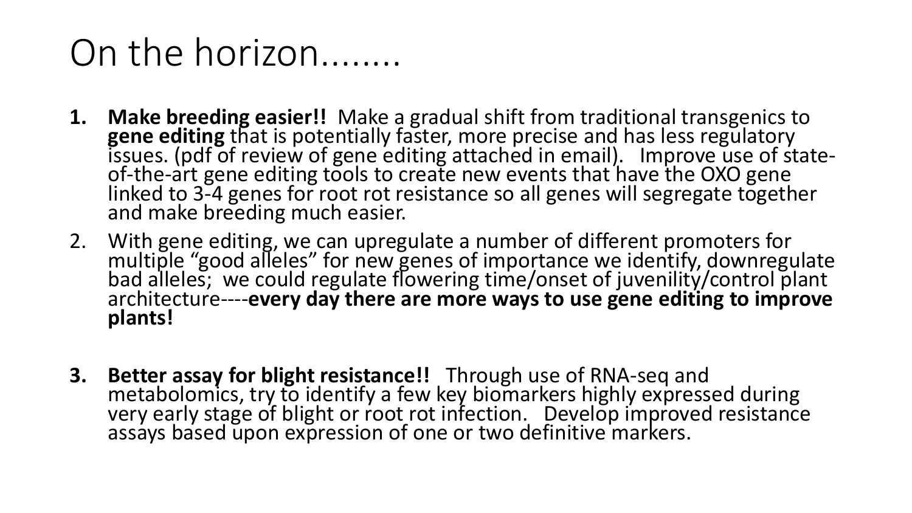# On the horizon........

1. **Make breeding easier!!** Make a gradual shift from traditional transgenics to **gene editing** that is potentially faster, more precise and has less regulatory issues. (pdf of review of gene editing attached in email). Improve use of state-of-the-art gene editing tools to create new events that have the OXO gene linked to 3-4 genes for root rot resistance so all genes will segregate together and make breeding much easier.
2. With gene editing, we can upregulate a number of different promoters for multiple “good alleles” for new genes of importance we identify, downregulate bad alleles; we could regulate flowering time/onset of juvenility/control plant architecture----**every day there are more ways to use gene editing to improve plants!**
3. **Better assay for blight resistance!!** Through use of RNA-seq and metabolomics, try to identify a few key biomarkers highly expressed during very early stage of blight or root rot infection. Develop improved resistance assays based upon expression of one or two definitive markers.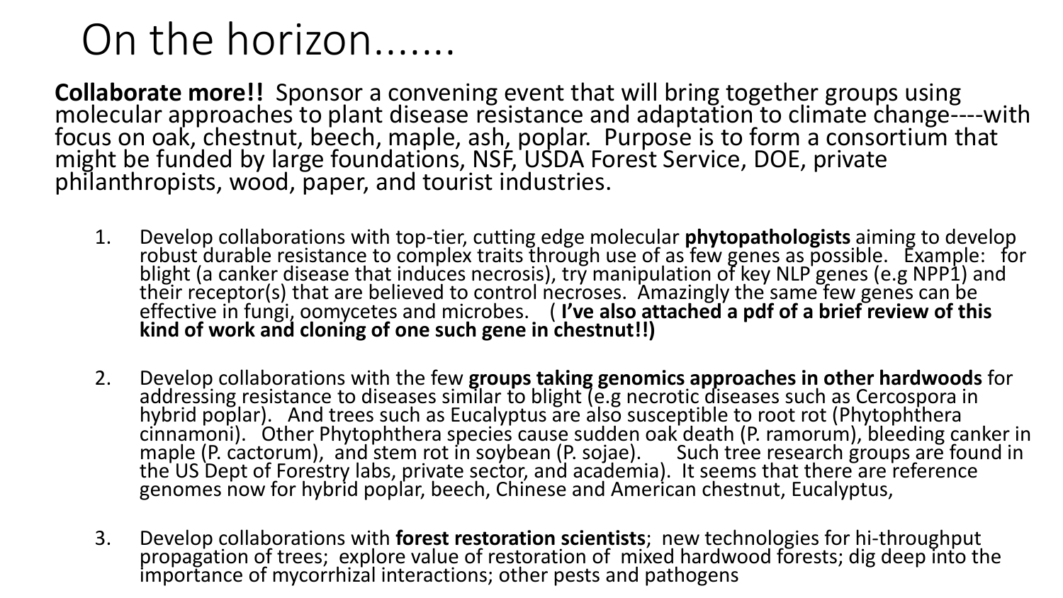# On the horizon…….

**Collaborate more!!** Sponsor a convening event that will bring together groups using molecular approaches to plant disease resistance and adaptation to climate change----with focus on oak, chestnut, beech, maple, ash, poplar. Purpose is to form a consortium that might be funded by large foundations, NSF, USDA Forest Service, DOE, private philanthropists, wood, paper, and tourist industries.

1. Develop collaborations with top-tier, cutting edge molecular **phytopathologists** aiming to develop robust durable resistance to complex traits through use of as few genes as possible. Example: for blight (a canker disease that induces necrosis), try manipulation of key NLP genes (e.g NPP1) and their receptor(s) that are believed to control necroses. Amazingly the same few genes can be effective in fungi, oomycetes and microbes. ( **I've also attached a pdf of a brief review of this kind of work and cloning of one such gene in chestnut!!)**

2. Develop collaborations with the few **groups taking genomics approaches in other hardwoods** for addressing resistance to diseases similar to blight (e.g necrotic diseases such as Cercospora in hybrid poplar). And trees such as Eucalyptus are also susceptible to root rot (Phytophthera cinnamoni). Other Phytophthera species cause sudden oak death (P. ramorum), bleeding canker in maple (P. cactorum), and stem rot in soybean (P. sojae). Such tree research groups are found in the US Dept of Forestry labs, private sector, and academia). It seems that there are reference genomes now for hybrid poplar, beech, Chinese and American chestnut, Eucalyptus,

3. Develop collaborations with **forest restoration scientists**; new technologies for hi-throughput propagation of trees; explore value of restoration of mixed hardwood forests; dig deep into the importance of mycorrhizal interactions; other pests and pathogens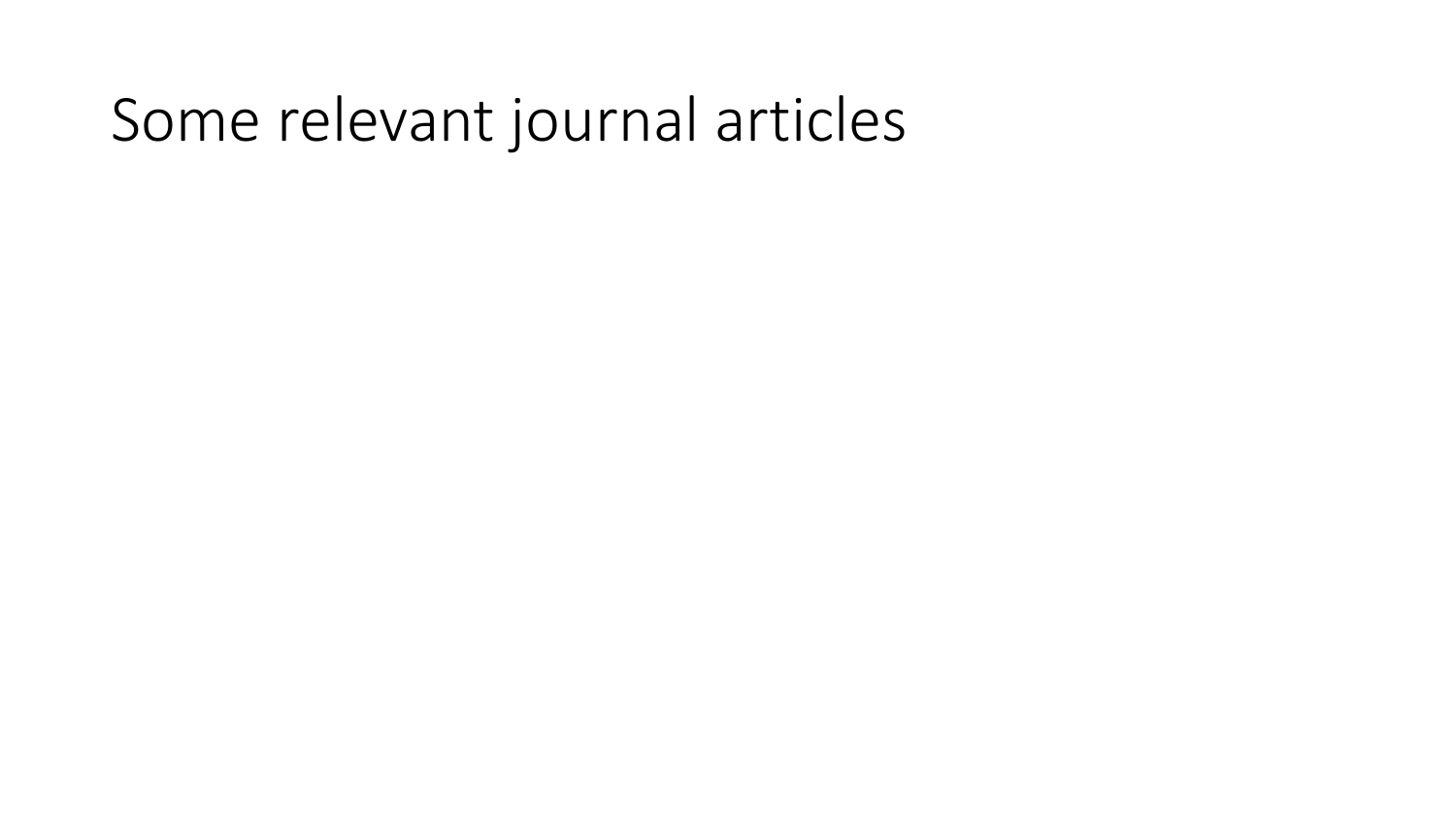# Some relevant journal articles